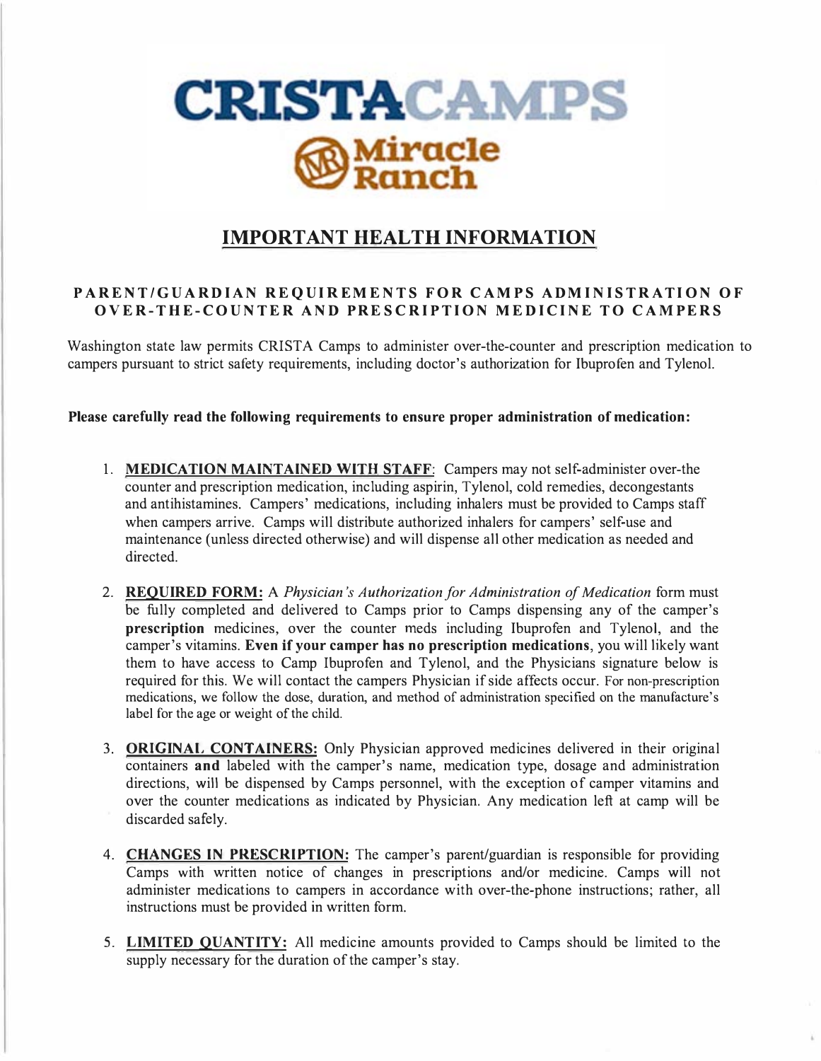# CRISTACAMPS

## Miracle Ranch

## IMPORTANT HEALTH INFORMATION

### PARENT/GUARDIAN REQUIREMENTS FOR CAMPS ADMINISTRATION OF OVER-THE-COUNTER AND PRESCRIPTION MEDICINE TO CAMPERS

Washington state law permits CRISTA Camps to administer over-the-counter and prescription medication to campers pursuant to strict safety requirements, including doctor's authorization for Ibuprofen and Tylenol.

**Please carefully read the following requirements to ensure proper administration of medication:**

1. **MEDICATION MAINTAINED WITH STAFF**: Campers may not self-administer over-the counter and prescription medication, including aspirin, Tylenol, cold remedies, decongestants and antihistamines. Campers' medications, including inhalers must be provided to Camps staff when campers arrive. Camps will distribute authorized inhalers for campers' self-use and maintenance (unless directed otherwise) and will dispense all other medication as needed and directed.

2. **REQUIRED FORM:** A *Physician's Authorization for Administration of Medication* form must be fully completed and delivered to Camps prior to Camps dispensing any of the camper's **prescription** medicines, over the counter meds including Ibuprofen and Tylenol, and the camper's vitamins. **Even if your camper has no prescription medications**, you will likely want them to have access to Camp Ibuprofen and Tylenol, and the Physicians signature below is required for this. We will contact the campers Physician if side affects occur. For non-prescription medications, we follow the dose, duration, and method of administration specified on the manufacture's label for the age or weight of the child.

3. **ORIGINAL CONTAINERS:** Only Physician approved medicines delivered in their original containers **and** labeled with the camper's name, medication type, dosage and administration directions, will be dispensed by Camps personnel, with the exception of camper vitamins and over the counter medications as indicated by Physician. Any medication left at camp will be discarded safely.

4. **CHANGES IN PRESCRIPTION:** The camper's parent/guardian is responsible for providing Camps with written notice of changes in prescriptions and/or medicine. Camps will not administer medications to campers in accordance with over-the-phone instructions; rather, all instructions must be provided in written form.

5. **LIMITED QUANTITY:** All medicine amounts provided to Camps should be limited to the supply necessary for the duration of the camper's stay.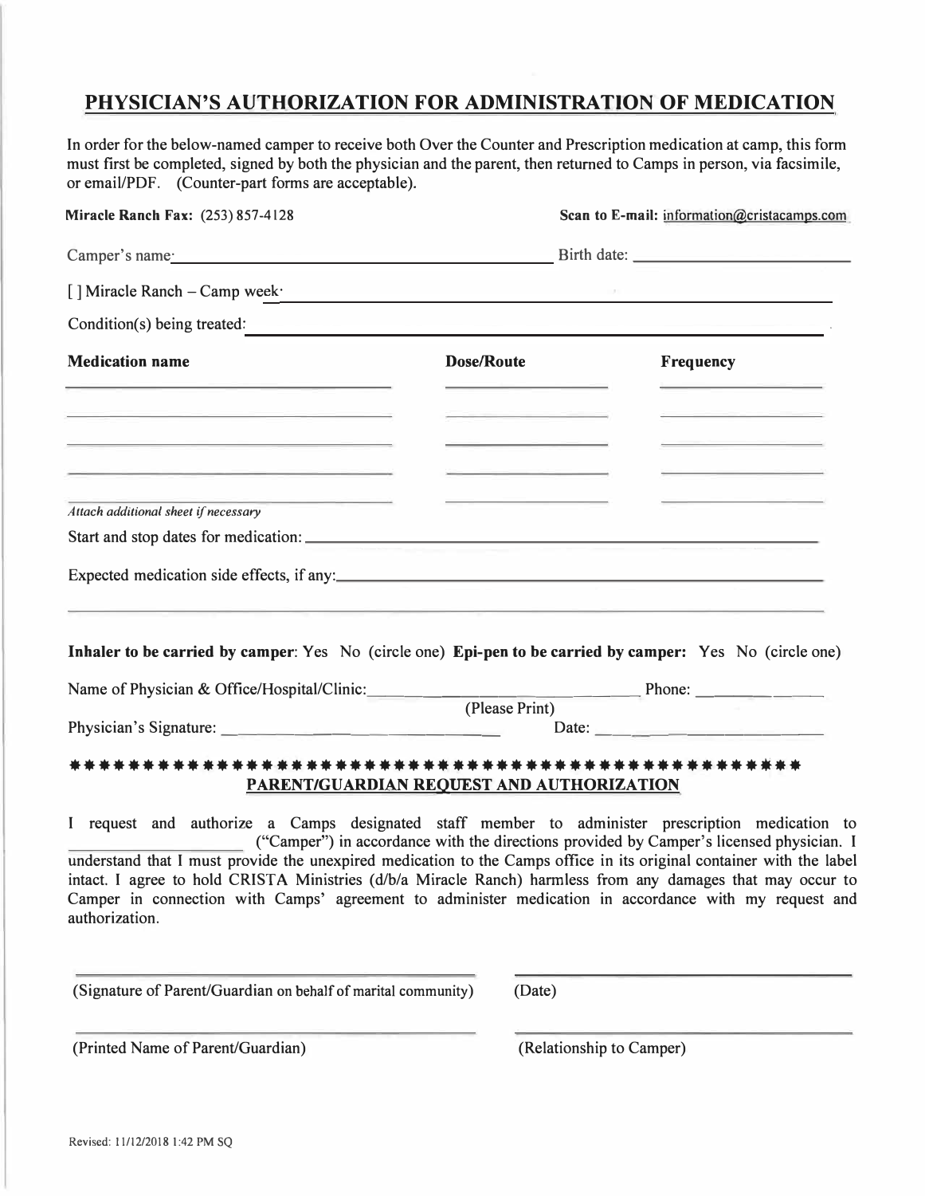# PHYSICIAN'S AUTHORIZATION FOR ADMINISTRATION OF MEDICATION

In order for the below-named camper to receive both Over the Counter and Prescription medication at camp, this form must first be completed, signed by both the physician and the parent, then returned to Camps in person, via facsimile, or email/PDF. (Counter-part forms are acceptable).

**Miracle Ranch Fax:** (253) 857-4128 **Scan to E-mail:** information@cristacamps.com

Camper's name: ______________________________ Birth date: ____________________

[ ] Miracle Ranch – Camp week: ______________________________

Condition(s) being treated: ______________________________

| **Medication name** | **Dose/Route** | **Frequency** |
| --- | --- | --- |
| | | |
| | | |
| | | |
| | | |
| | | |

*Attach additional sheet if necessary*

Start and stop dates for medication: ______________________________

Expected medication side effects, if any: ______________________________

______________________________

**Inhaler to be carried by camper**: Yes No (circle one) **Epi-pen to be carried by camper:** Yes No (circle one)

Name of Physician & Office/Hospital/Clinic: ______________________________ Phone: ____________
(Please Print)

Physician's Signature: ______________________________ Date: ____________________

\* \* \* \* \* \* \* \* \* \* \* \* \* \* \* \* \* \* \* \* \* \* \* \* \* \* \* \* \* \* \* \* \* \* \* \* \* \* \* \* \* \* \* \* \* \* \* \* \* \* \* \* \*

## PARENT/GUARDIAN REQUEST AND AUTHORIZATION

I request and authorize a Camps designated staff member to administer prescription medication to ____________________ ("Camper") in accordance with the directions provided by Camper's licensed physician. I understand that I must provide the unexpired medication to the Camps office in its original container with the label intact. I agree to hold CRISTA Ministries (d/b/a Miracle Ranch) harmless from any damages that may occur to Camper in connection with Camps' agreement to administer medication in accordance with my request and authorization.

______________________________ ______________________________
(Signature of Parent/Guardian on behalf of marital community) (Date)

______________________________ ______________________________
(Printed Name of Parent/Guardian) (Relationship to Camper)

Revised: 11/12/2018 1:42 PM SQ